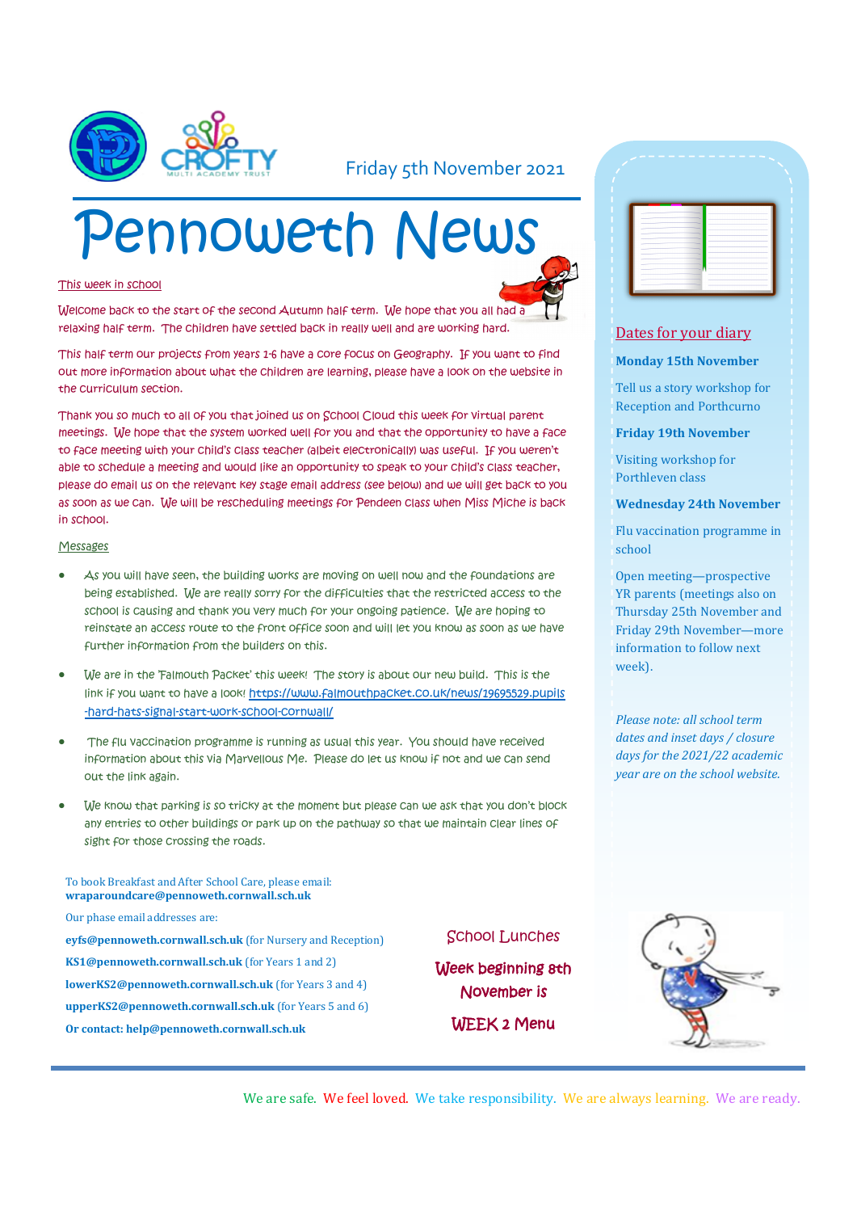Friday 5th November 2021

# Pennoweth News

## This week in school

Welcome back to the start of the second Autumn half term. We hope that you all had a relaxing half term. The children have settled back in really well and are working hard.

This half term our projects from years 1-6 have a core focus on Geography. If you want to find out more information about what the children are learning, please have a look on the website in the curriculum section.

Thank you so much to all of you that joined us on School Cloud this week for virtual parent meetings. We hope that the system worked well for you and that the opportunity to have a face to face meeting with your child's class teacher (albeit electronically) was useful. If you weren't able to schedule a meeting and would like an opportunity to speak to your child's class teacher, please do email us on the relevant key stage email address (see below) and we will get back to you as soon as we can. We will be rescheduling meetings for Pendeen class when Miss Miche is back in school.

## Messages

- As you will have seen, the building works are moving on well now and the foundations are being established. We are really sorry for the difficulties that the restricted access to the school is causing and thank you very much for your ongoing patience. We are hoping to reinstate an access route to the front office soon and will let you know as soon as we have further information from the builders on this.
- We are in the 'Falmouth Packet' this week! The story is about our new build. This is the link if you want to have a look! https://www.falmouthpacket.co.uk/news/19695529.pupils-hard-hats-signal-start-work-school-cornwall/
- The flu vaccination programme is running as usual this year. You should have received information about this via Marvellous Me. Please do let us know if not and we can send out the link again.
- We know that parking is so tricky at the moment but please can we ask that you don't block any entries to other buildings or park up on the pathway so that we maintain clear lines of sight for those crossing the roads.

To book Breakfast and After School Care, please email: **wraparoundcare@pennoweth.cornwall.sch.uk**

Our phase email addresses are:

**eyfs@pennoweth.cornwall.sch.uk** (for Nursery and Reception)

**KS1@pennoweth.cornwall.sch.uk** (for Years 1 and 2)

**lowerKS2@pennoweth.cornwall.sch.uk** (for Years 3 and 4)

**upperKS2@pennoweth.cornwall.sch.uk** (for Years 5 and 6)

**Or contact: help@pennoweth.cornwall.sch.uk**

### School Lunches

**Week beginning 8th November is**

**WEEK 2 Menu**

## Dates for your diary

**Monday 15th November**

Tell us a story workshop for Reception and Porthcurno

**Friday 19th November**

Visiting workshop for Porthleven class

**Wednesday 24th November**

Flu vaccination programme in school

Open meeting—prospective YR parents (meetings also on Thursday 25th November and Friday 29th November—more information to follow next week).

*Please note: all school term dates and inset days / closure days for the 2021/22 academic year are on the school website.*

We are safe. We feel loved. We take responsibility. We are always learning. We are ready.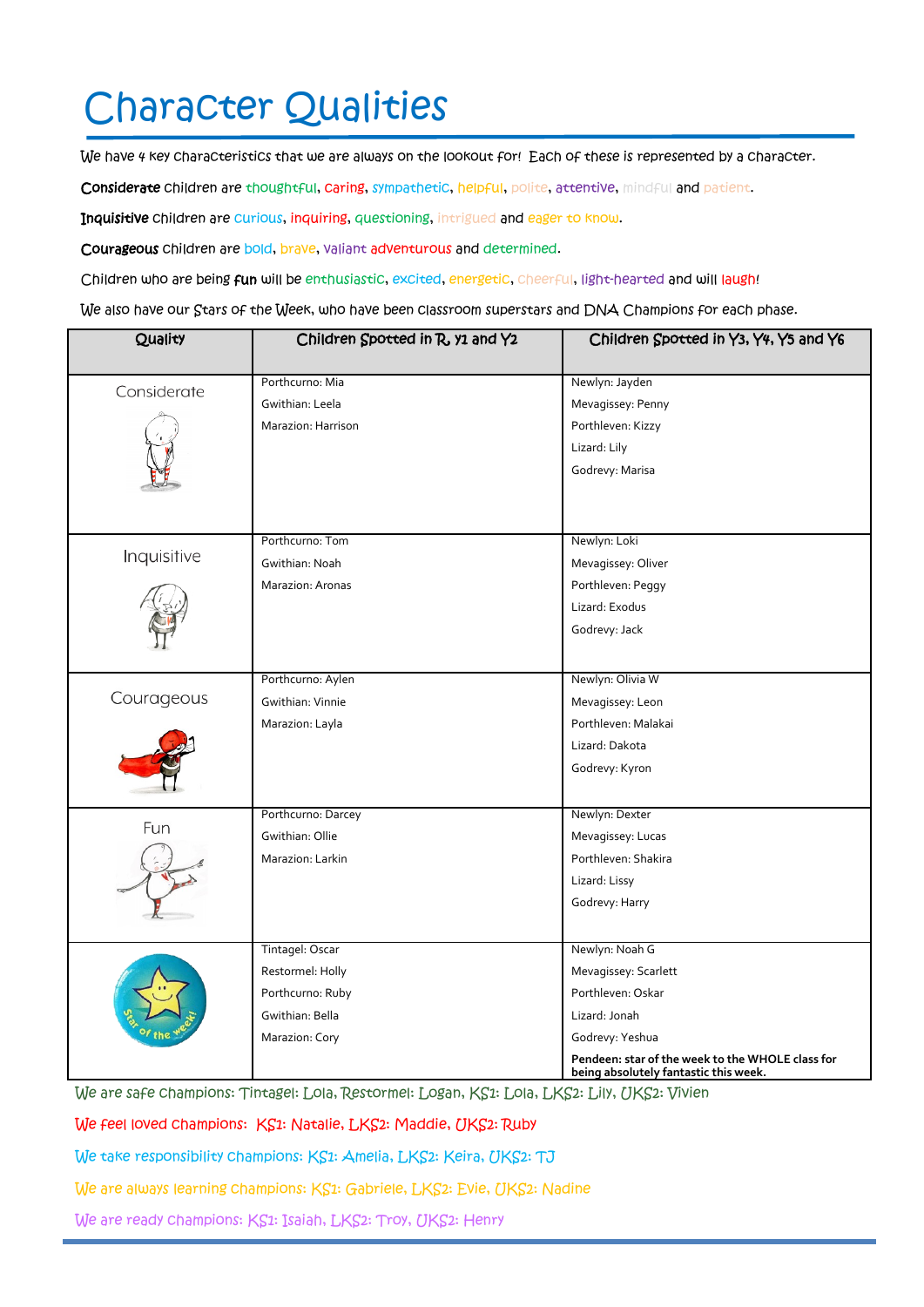# Character Qualities

We have 4 key characteristics that we are always on the lookout for! Each of these is represented by a character.

**Considerate** children are thoughtful, caring, sympathetic, helpful, polite, attentive, mindful and patient.

**Inquisitive** children are curious, inquiring, questioning, intrigued and eager to know.

**Courageous** children are bold, brave, valiant adventurous and determined.

Children who are being **fun** will be enthusiastic, excited, energetic, cheerful, light-hearted and will laugh!

We also have our Stars of the Week, who have been classroom superstars and DNA Champions for each phase.

| Quality | Children Spotted in R, Y1 and Y2 | Children Spotted in Y3, Y4, Y5 and Y6 |
|---|---|---|
| Considerate | Porthcurno: Mia<br>Gwithian: Leela<br>Marazion: Harrison | Newlyn: Jayden<br>Mevagissey: Penny<br>Porthleven: Kizzy<br>Lizard: Lily<br>Godrevy: Marisa |
| Inquisitive | Porthcurno: Tom<br>Gwithian: Noah<br>Marazion: Aronas | Newlyn: Loki<br>Mevagissey: Oliver<br>Porthleven: Peggy<br>Lizard: Exodus<br>Godrevy: Jack |
| Courageous | Porthcurno: Aylen<br>Gwithian: Vinnie<br>Marazion: Layla | Newlyn: Olivia W<br>Mevagissey: Leon<br>Porthleven: Malakai<br>Lizard: Dakota<br>Godrevy: Kyron |
| Fun | Porthcurno: Darcey<br>Gwithian: Ollie<br>Marazion: Larkin | Newlyn: Dexter<br>Mevagissey: Lucas<br>Porthleven: Shakira<br>Lizard: Lissy<br>Godrevy: Harry |
| Star of the week! | Tintagel: Oscar<br>Restormel: Holly<br>Porthcurno: Ruby<br>Gwithian: Bella<br>Marazion: Cory | Newlyn: Noah G<br>Mevagissey: Scarlett<br>Porthleven: Oskar<br>Lizard: Jonah<br>Godrevy: Yeshua<br>**Pendeen: star of the week to the WHOLE class for being absolutely fantastic this week.** |

We are safe champions: Tintagel: Lola, Restormel: Logan, KS1: Lola, LKS2: Lily, UKS2: Vivien

We feel loved champions: KS1: Natalie, LKS2: Maddie, UKS2: Ruby

We take responsibility champions: KS1: Amelia, LKS2: Keira, UKS2: TJ

We are always learning champions: KS1: Gabriele, LKS2: Evie, UKS2: Nadine

We are ready champions: KS1: Isaiah, LKS2: Troy, UKS2: Henry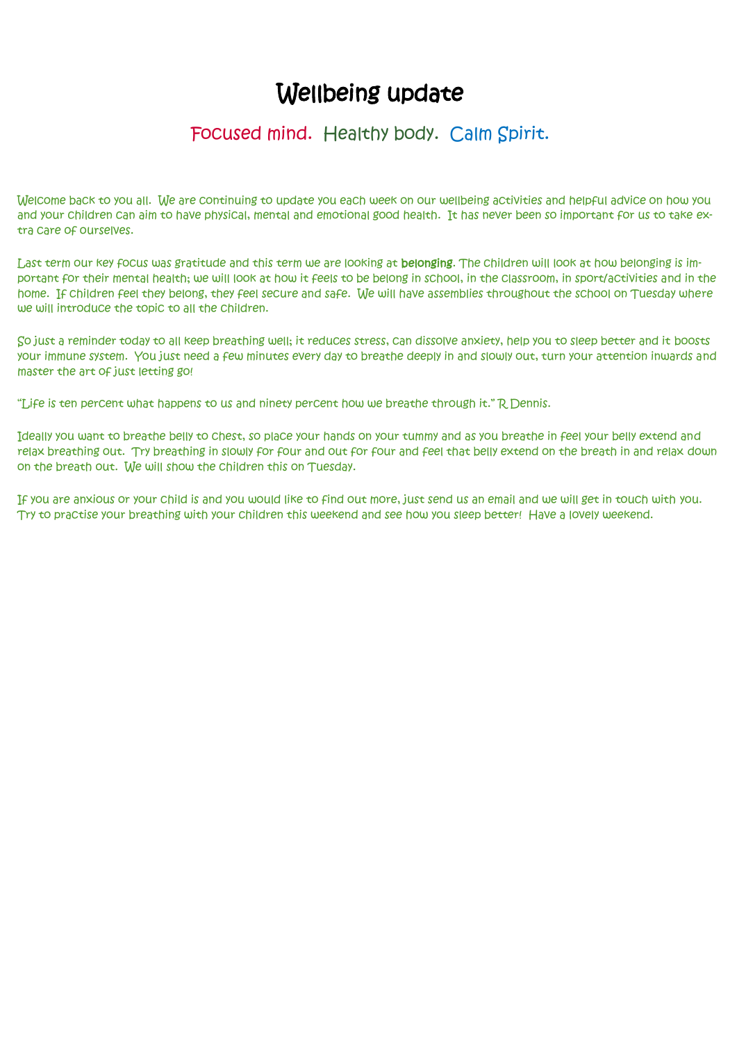# Wellbeing update

## Focused mind. Healthy body. Calm Spirit.

Welcome back to you all. We are continuing to update you each week on our wellbeing activities and helpful advice on how you and your children can aim to have physical, mental and emotional good health. It has never been so important for us to take extra care of ourselves.

Last term our key focus was gratitude and this term we are looking at **belonging**. The children will look at how belonging is important for their mental health; we will look at how it feels to be belong in school, in the classroom, in sport/activities and in the home. If children feel they belong, they feel secure and safe. We will have assemblies throughout the school on Tuesday where we will introduce the topic to all the children.

So just a reminder today to all keep breathing well; it reduces stress, can dissolve anxiety, help you to sleep better and it boosts your immune system. You just need a few minutes every day to breathe deeply in and slowly out, turn your attention inwards and master the art of just letting go!

"Life is ten percent what happens to us and ninety percent how we breathe through it." R Dennis.

Ideally you want to breathe belly to chest, so place your hands on your tummy and as you breathe in feel your belly extend and relax breathing out. Try breathing in slowly for four and out for four and feel that belly extend on the breath in and relax down on the breath out. We will show the children this on Tuesday.

If you are anxious or your child is and you would like to find out more, just send us an email and we will get in touch with you. Try to practise your breathing with your children this weekend and see how you sleep better! Have a lovely weekend.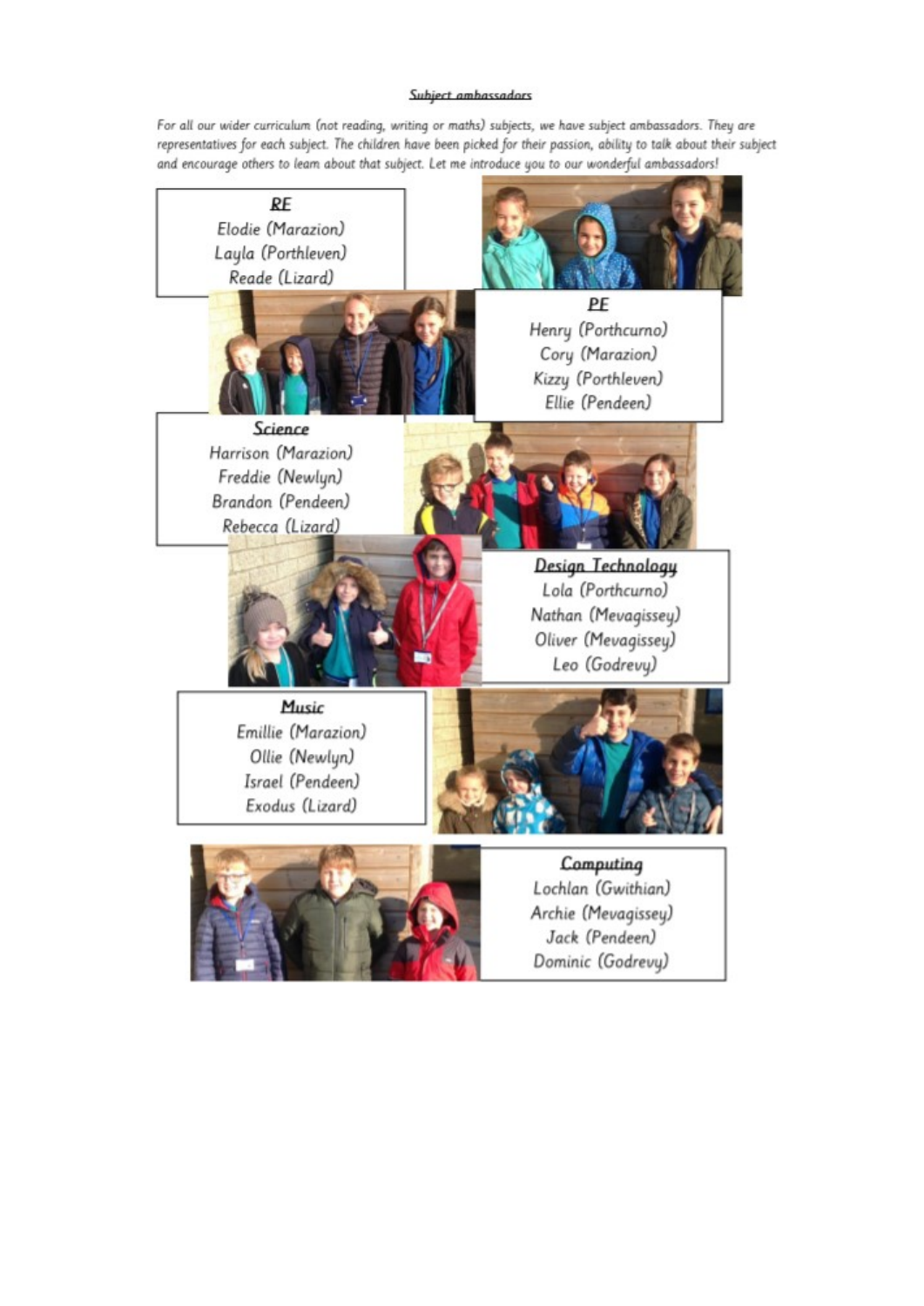## Subject ambassadors

*For all our wider curriculum (not reading, writing or maths) subjects, we have subject ambassadors. They are representatives for each subject. The children have been picked for their passion, ability to talk about their subject and encourage others to learn about that subject. Let me introduce you to our wonderful ambassadors!*

### RE

Elodie (Marazion)
Layla (Porthleven)
Reade (Lizard)

### PE

Henry (Porthcurno)
Cory (Marazion)
Kizzy (Porthleven)
Ellie (Pendeen)

### Science

Harrison (Marazion)
Freddie (Newlyn)
Brandon (Pendeen)
Rebecca (Lizard)

### Design Technology

Lola (Porthcurno)
Nathan (Mevagissey)
Oliver (Mevagissey)
Leo (Godrevy)

### Music

Emillie (Marazion)
Ollie (Newlyn)
Israel (Pendeen)
Exodus (Lizard)

### Computing

Lochlan (Gwithian)
Archie (Mevagissey)
Jack (Pendeen)
Dominic (Godrevy)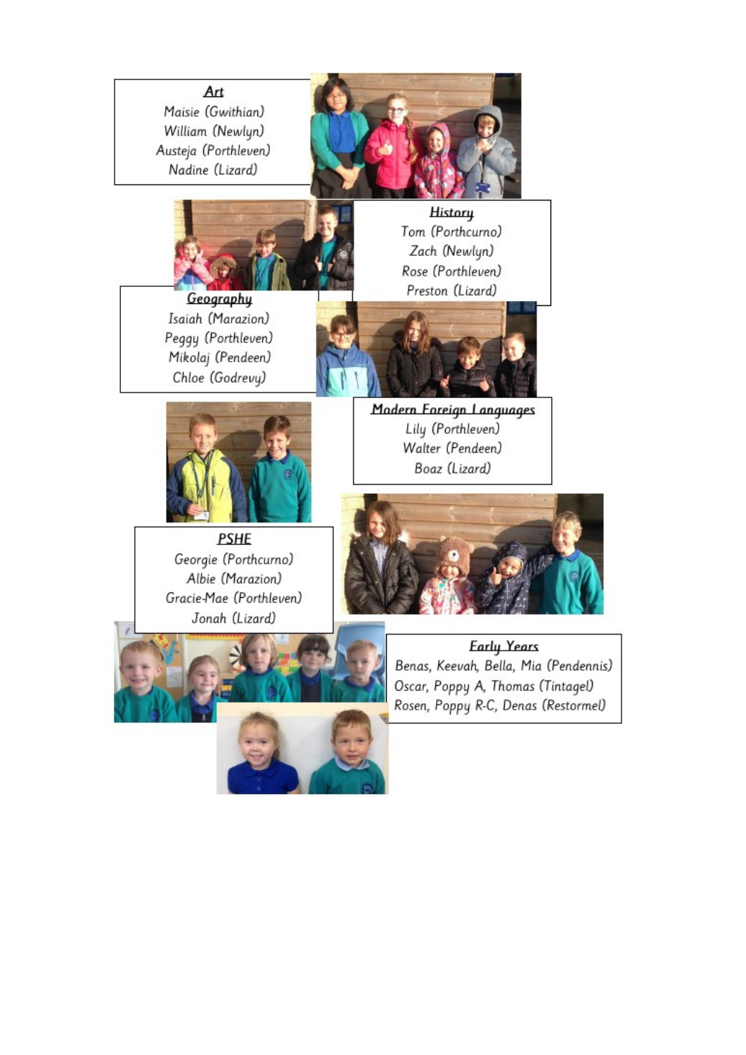**Art**

Maisie (Gwithian)
William (Newlyn)
Austeja (Porthleven)
Nadine (Lizard)

**History**

Tom (Porthcurno)
Zach (Newlyn)
Rose (Porthleven)
Preston (Lizard)

**Geography**

Isaiah (Marazion)
Peggy (Porthleven)
Mikolaj (Pendeen)
Chloe (Godrevy)

**Modern Foreign Languages**

Lily (Porthleven)
Walter (Pendeen)
Boaz (Lizard)

**PSHE**

Georgie (Porthcurno)
Albie (Marazion)
Gracie-Mae (Porthleven)
Jonah (Lizard)

**Early Years**

Benas, Keevah, Bella, Mia (Pendennis)
Oscar, Poppy A, Thomas (Tintagel)
Rosen, Poppy R-C, Denas (Restormel)